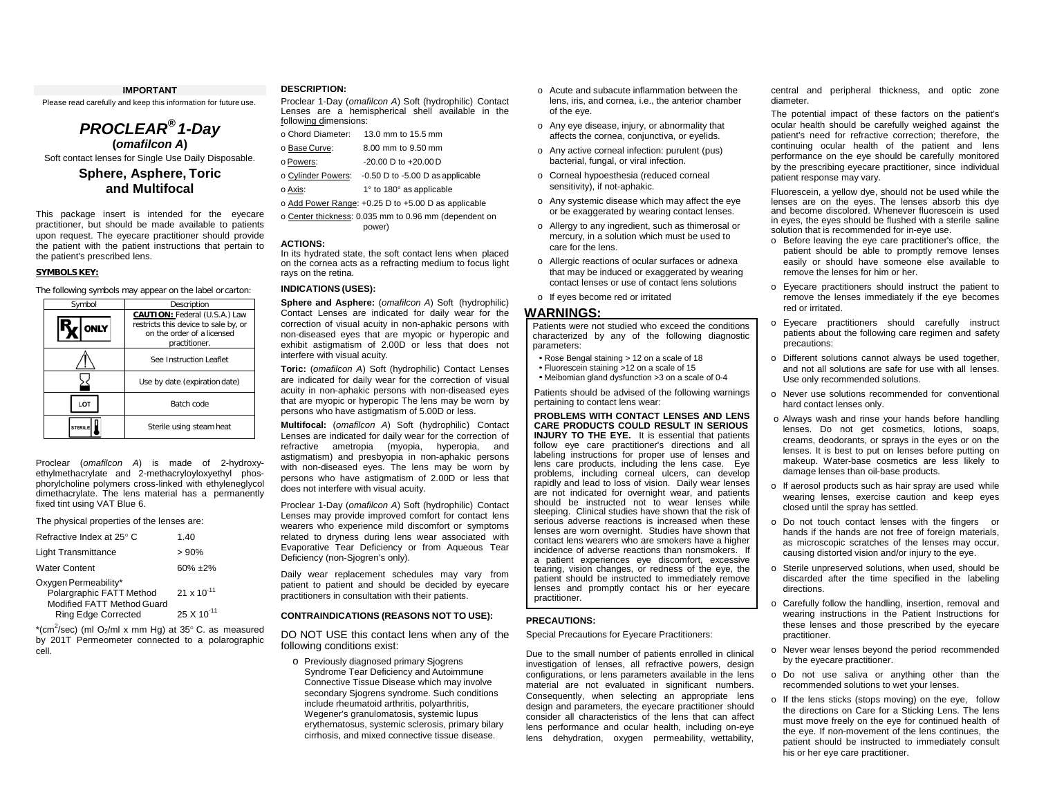**IMPORTANT**

Please read carefully and keep this information for future use.

# *PROCLEAR® 1-Day*

**(*omafilcon A*)**

Soft contact lenses for Single Use Daily Disposable.

## Sphere, Asphere, Toric and Multifocal

This package insert is intended for the eyecare practitioner, but should be made available to patients upon request. The eyecare practitioner should provide the patient with the patient instructions that pertain to the patient's prescribed lens.

**SYMBOLS KEY:**

The following symbols may appear on the label or carton:

| Symbol | Description |
|---|---|
| Rx ONLY | **CAUTION:** Federal (U.S.A.) Law restricts this device to sale by, or on the order of a licensed practitioner. |
| ⚠ | See Instruction Leaflet |
| ⌛ | Use by date (expiration date) |
| LOT | Batch code |
| STERILE | Sterile using steam heat |

Proclear (*omafilcon A*) is made of 2-hydroxy-ethylmethacrylate and 2-methacryloyloxyethyl phosphorylcholine polymers cross-linked with ethyleneglycol dimethacrylate. The lens material has a permanently fixed tint using VAT Blue 6.

The physical properties of the lenses are:

| | |
|---|---|
| Refractive Index at 25° C | 1.40 |
| Light Transmittance | > 90% |
| Water Content | 60% ±2% |
| Oxygen Permeability* | |
| Polargraphic FATT Method | $21 \times 10^{-11}$ |
| Modified FATT Method Guard Ring Edge Corrected | $25 \times 10^{-11}$ |

*($cm^2$/sec) (ml $O_2$/ml x mm Hg) at 35° C. as measured by 201T Permeometer connected to a polarographic cell.

**DESCRIPTION:**

Proclear 1-Day (*omafilcon A*) Soft (hydrophilic) Contact Lenses are a hemispherical shell available in the following dimensions:

- Chord Diameter: 13.0 mm to 15.5 mm
- Base Curve: 8.00 mm to 9.50 mm
- Powers: -20.00 D to +20.00 D
- Cylinder Powers: -0.50 D to -5.00 D as applicable
- Axis: 1° to 180° as applicable
- Add Power Range: +0.25 D to +5.00 D as applicable
- Center thickness: 0.035 mm to 0.96 mm (dependent on power)

**ACTIONS:**

In its hydrated state, the soft contact lens when placed on the cornea acts as a refracting medium to focus light rays on the retina.

**INDICATIONS (USES):**

**Sphere and Asphere:** (*omafilcon A*) Soft (hydrophilic) Contact Lenses are indicated for daily wear for the correction of visual acuity in non-aphakic persons with non-diseased eyes that are myopic or hyperopic and exhibit astigmatism of 2.00D or less that does not interfere with visual acuity.

**Toric:** (*omafilcon A*) Soft (hydrophilic) Contact Lenses are indicated for daily wear for the correction of visual acuity in non-aphakic persons with non-diseased eyes that are myopic or hyperopic The lens may be worn by persons who have astigmatism of 5.00D or less.

**Multifocal:** (*omafilcon A*) Soft (hydrophilic) Contact Lenses are indicated for daily wear for the correction of refractive ametropia (myopia, hyperopia, and astigmatism) and presbyopia in non-aphakic persons with non-diseased eyes. The lens may be worn by persons who have astigmatism of 2.00D or less that does not interfere with visual acuity.

Proclear 1-Day (*omafilcon A*) Soft (hydrophilic) Contact Lenses may provide improved comfort for contact lens wearers who experience mild discomfort or symptoms related to dryness during lens wear associated with Evaporative Tear Deficiency or from Aqueous Tear Deficiency (non-Sjogren's only).

Daily wear replacement schedules may vary from patient to patient and should be decided by eyecare practitioners in consultation with their patients.

**CONTRAINDICATIONS (REASONS NOT TO USE):**

DO NOT USE this contact lens when any of the following conditions exist:

- Previously diagnosed primary Sjogrens Syndrome Tear Deficiency and Autoimmune Connective Tissue Disease which may involve secondary Sjogrens syndrome. Such conditions include rheumatoid arthritis, polyarthritis, Wegener's granulomatosis, systemic lupus erythematosus, systemic sclerosis, primary bilary cirrhosis, and mixed connective tissue disease.
- Acute and subacute inflammation between the lens, iris, and cornea, i.e., the anterior chamber of the eye.
- Any eye disease, injury, or abnormality that affects the cornea, conjunctiva, or eyelids.
- Any active corneal infection: purulent (pus) bacterial, fungal, or viral infection.
- Corneal hypoesthesia (reduced corneal sensitivity), if not-aphakic.
- Any systemic disease which may affect the eye or be exaggerated by wearing contact lenses.
- Allergy to any ingredient, such as thimerosal or mercury, in a solution which must be used to care for the lens.
- Allergic reactions of ocular surfaces or adnexa that may be induced or exaggerated by wearing contact lenses or use of contact lens solutions
- If eyes become red or irritated

## WARNINGS:

Patients were not studied who exceed the conditions characterized by any of the following diagnostic parameters:

- Rose Bengal staining > 12 on a scale of 18
- Fluorescein staining >12 on a scale of 15
- Meibomian gland dysfunction >3 on a scale of 0-4

Patients should be advised of the following warnings pertaining to contact lens wear:

**PROBLEMS WITH CONTACT LENSES AND LENS CARE PRODUCTS COULD RESULT IN SERIOUS INJURY TO THE EYE.** It is essential that patients follow eye care practitioner's directions and all labeling instructions for proper use of lenses and lens care products, including the lens case. Eye problems, including corneal ulcers, can develop rapidly and lead to loss of vision. Daily wear lenses are not indicated for overnight wear, and patients should be instructed not to wear lenses while sleeping. Clinical studies have shown that the risk of serious adverse reactions is increased when these lenses are worn overnight. Studies have shown that contact lens wearers who are smokers have a higher incidence of adverse reactions than nonsmokers. If a patient experiences eye discomfort, excessive tearing, vision changes, or redness of the eye, the patient should be instructed to immediately remove lenses and promptly contact his or her eyecare practitioner.

**PRECAUTIONS:**

Special Precautions for Eyecare Practitioners:

Due to the small number of patients enrolled in clinical investigation of lenses, all refractive powers, design configurations, or lens parameters available in the lens material are not evaluated in significant numbers. Consequently, when selecting an appropriate lens design and parameters, the eyecare practitioner should consider all characteristics of the lens that can affect lens performance and ocular health, including on-eye lens dehydration, oxygen permeability, wettability, central and peripheral thickness, and optic zone diameter.

The potential impact of these factors on the patient's ocular health should be carefully weighed against the patient's need for refractive correction; therefore, the continuing ocular health of the patient and lens performance on the eye should be carefully monitored by the prescribing eyecare practitioner, since individual patient response may vary.

Fluorescein, a yellow dye, should not be used while the lenses are on the eyes. The lenses absorb this dye and become discolored. Whenever fluorescein is used in eyes, the eyes should be flushed with a sterile saline solution that is recommended for in-eye use.

- Before leaving the eye care practitioner's office, the patient should be able to promptly remove lenses easily or should have someone else available to remove the lenses for him or her.
- Eyecare practitioners should instruct the patient to remove the lenses immediately if the eye becomes red or irritated.
- Eyecare practitioners should carefully instruct patients about the following care regimen and safety precautions:
- Different solutions cannot always be used together, and not all solutions are safe for use with all lenses. Use only recommended solutions.
- Never use solutions recommended for conventional hard contact lenses only.
- Always wash and rinse your hands before handling lenses. Do not get cosmetics, lotions, soaps, creams, deodorants, or sprays in the eyes or on the lenses. It is best to put on lenses before putting on makeup. Water-base cosmetics are less likely to damage lenses than oil-base products.
- If aerosol products such as hair spray are used while wearing lenses, exercise caution and keep eyes closed until the spray has settled.
- Do not touch contact lenses with the fingers or hands if the hands are not free of foreign materials, as microscopic scratches of the lenses may occur, causing distorted vision and/or injury to the eye.
- Sterile unpreserved solutions, when used, should be discarded after the time specified in the labeling directions.
- Carefully follow the handling, insertion, removal and wearing instructions in the Patient Instructions for these lenses and those prescribed by the eyecare practitioner.
- Never wear lenses beyond the period recommended by the eyecare practitioner.
- Do not use saliva or anything other than the recommended solutions to wet your lenses.
- If the lens sticks (stops moving) on the eye, follow the directions on Care for a Sticking Lens. The lens must move freely on the eye for continued health of the eye. If non-movement of the lens continues, the patient should be instructed to immediately consult his or her eye care practitioner.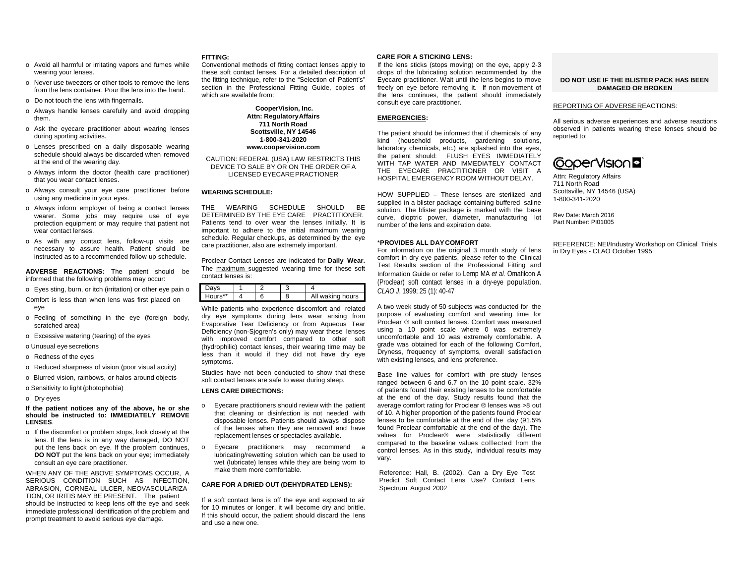- o Avoid all harmful or irritating vapors and fumes while wearing your lenses.
- o Never use tweezers or other tools to remove the lens from the lens container. Pour the lens into the hand.
- o Do not touch the lens with fingernails.
- o Always handle lenses carefully and avoid dropping them.
- o Ask the eyecare practitioner about wearing lenses during sporting activities.
- o Lenses prescribed on a daily disposable wearing schedule should always be discarded when removed at the end of the wearing day.
- o Always inform the doctor (health care practitioner) that you wear contact lenses.
- o Always consult your eye care practitioner before using any medicine in your eyes.
- o Always inform employer of being a contact lenses wearer. Some jobs may require use of eye protection equipment or may require that patient not wear contact lenses.
- o As with any contact lens, follow-up visits are necessary to assure health. Patient should be instructed as to a recommended follow-up schedule.

**ADVERSE REACTIONS:** The patient should be informed that the following problems may occur:

- o Eyes sting, burn, or itch (irritation) or other eye pain o Comfort is less than when lens was first placed on eye
- o Feeling of something in the eye (foreign body, scratched area)
- o Excessive watering (tearing) of the eyes
- o Unusual eye secretions
- o Redness of the eyes
- o Reduced sharpness of vision (poor visual acuity)
- o Blurred vision, rainbows, or halos around objects
- o Sensitivity to light (photophobia)
- o Dry eyes

**If the patient notices any of the above, he or she should be instructed to: IMMEDIATELY REMOVE LENSES**.

- o If the discomfort or problem stops, look closely at the lens. If the lens is in any way damaged, DO NOT put the lens back on eye. If the problem continues, **DO NOT** put the lens back on your eye; immediately consult an eye care practitioner.

WHEN ANY OF THE ABOVE SYMPTOMS OCCUR, A SERIOUS CONDITION SUCH AS INFECTION, ABRASION, CORNEAL ULCER, NEOVASCULARIZATION, OR IRITIS MAY BE PRESENT. The patient should be instructed to keep lens off the eye and seek immediate professional identification of the problem and prompt treatment to avoid serious eye damage.

**FITTING:**

Conventional methods of fitting contact lenses apply to these soft contact lenses. For a detailed description of the fitting technique, refer to the "Selection of Patient's" section in the Professional Fitting Guide, copies of which are available from:

**CooperVision, Inc.**
**Attn: Regulatory Affairs**
**711 North Road**
**Scottsville, NY 14546**
**1-800-341-2020**
**www.coopervision.com**

CAUTION: FEDERAL (USA) LAW RESTRICTS THIS DEVICE TO SALE BY OR ON THE ORDER OF A LICENSED EYECARE PRACTIONER

**WEARING SCHEDULE:**

THE WEARING SCHEDULE SHOULD BE DETERMINED BY THE EYE CARE PRACTITIONER. Patients tend to over wear the lenses initially. It is important to adhere to the initial maximum wearing schedule. Regular checkups, as determined by the eye care practitioner, also are extremely important.

Proclear Contact Lenses are indicated for **Daily Wear.** The maximum suggested wearing time for these soft contact lenses is:

| | | | | |
|---|---|---|---|---|
| Days | 1 | 2 | 3 | 4 |
| Hours** | 4 | 6 | 8 | All waking hours |

While patients who experience discomfort and related dry eye symptoms during lens wear arising from Evaporative Tear Deficiency or from Aqueous Tear Deficiency (non-Sjogren's only) may wear these lenses with improved comfort compared to other soft (hydrophilic) contact lenses, their wearing time may be less than it would if they did not have dry eye symptoms.

Studies have not been conducted to show that these soft contact lenses are safe to wear during sleep.

**LENS CARE DIRECTIONS:**

- o Eyecare practitioners should review with the patient that cleaning or disinfection is not needed with disposable lenses. Patients should always dispose of the lenses when they are removed and have replacement lenses or spectacles available.
- o Eyecare practitioners may recommend a lubricating/rewetting solution which can be used to wet (lubricate) lenses while they are being worn to make them more comfortable.

**CARE FOR A DRIED OUT (DEHYDRATED LENS):**

If a soft contact lens is off the eye and exposed to air for 10 minutes or longer, it will become dry and brittle. If this should occur, the patient should discard the lens and use a new one.

**CARE FOR A STICKING LENS:**

If the lens sticks (stops moving) on the eye, apply 2-3 drops of the lubricating solution recommended by the Eyecare practitioner. Wait until the lens begins to move freely on eye before removing it. If non-movement of the lens continues, the patient should immediately consult eye care practitioner.

**EMERGENCIES:**

The patient should be informed that if chemicals of any kind (household products, gardening solutions, laboratory chemicals, etc.) are splashed into the eyes, the patient should: FLUSH EYES IMMEDIATELY WITH TAP WATER AND IMMEDIATELY CONTACT THE EYECARE PRACTITIONER OR VISIT A HOSPITAL EMERGENCY ROOM WITHOUT DELAY.

HOW SUPPLIED – These lenses are sterilized and supplied in a blister package containing buffered saline solution. The blister package is marked with the base curve, dioptric power, diameter, manufacturing lot number of the lens and expiration date.

*__PROVIDES ALL DAY COMFORT__

For information on the original 3 month study of lens comfort in dry eye patients, please refer to the Clinical Test Results section of the Professional Fitting and Information Guide or refer to Lemp MA *et al.* Omafilcon A (Proclear) soft contact lenses in a dry-eye population. *CLAO J*, 1999; 25 (1): 40-47

A two week study of 50 subjects was conducted for the purpose of evaluating comfort and wearing time for Proclear ® soft contact lenses. Comfort was measured using a 10 point scale where 0 was extremely uncomfortable and 10 was extremely comfortable. A grade was obtained for each of the following Comfort, Dryness, frequency of symptoms, overall satisfaction with existing lenses, and lens preference.

Base line values for comfort with pre-study lenses ranged between 6 and 6.7 on the 10 point scale. 32% of patients found their existing lenses to be comfortable at the end of the day. Study results found that the average comfort rating for Proclear ® lenses was >8 out of 10. A higher proportion of the patients found Proclear lenses to be comfortable at the end of the day (91.5% found Proclear comfortable at the end of the day). The values for Proclear® were statistically different compared to the baseline values collected from the control lenses. As in this study, individual results may vary.

Reference: Hall, B. (2002). Can a Dry Eye Test Predict Soft Contact Lens Use? Contact Lens Spectrum August 2002

**DO NOT USE IF THE BLISTER PACK HAS BEEN DAMAGED OR BROKEN**

REPORTING OF ADVERSE REACTIONS:

All serious adverse experiences and adverse reactions observed in patients wearing these lenses should be reported to:

CooperVision

Attn: Regulatory Affairs
711 North Road
Scottsville, NY 14546 (USA)
1-800-341-2020

Rev Date: March 2016
Part Number: PI01005

REFERENCE: NEI/Industry Workshop on Clinical Trials in Dry Eyes - CLAO October 1995